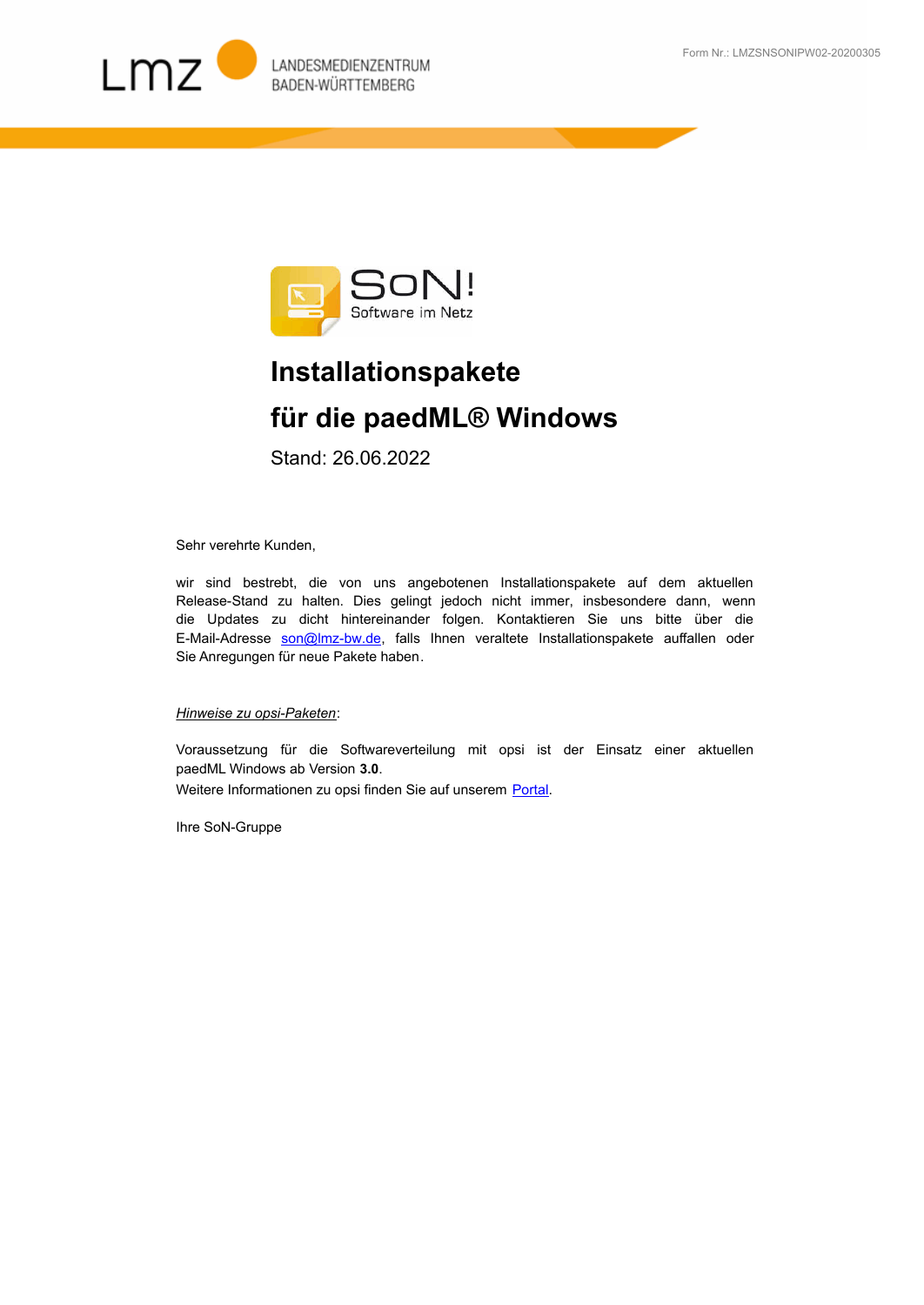Form Nr.: LMZSNSONIPW02-20200305

LANDESMEDIENZENTRUM BADEN-WÜRTTEMBERG

SoN! Software im Netz

# Installationspakete

# für die paedML® Windows

Stand: 26.06.2022

Sehr verehrte Kunden,

wir sind bestrebt, die von uns angebotenen Installationspakete auf dem aktuellen Release-Stand zu halten. Dies gelingt jedoch nicht immer, insbesondere dann, wenn die Updates zu dicht hintereinander folgen. Kontaktieren Sie uns bitte über die E-Mail-Adresse son@lmz-bw.de, falls Ihnen veraltete Installationspakete auffallen oder Sie Anregungen für neue Pakete haben.

*Hinweise zu opsi-Paketen*:

Voraussetzung für die Softwareverteilung mit opsi ist der Einsatz einer aktuellen paedML Windows ab Version **3.0**.
Weitere Informationen zu opsi finden Sie auf unserem Portal.

Ihre SoN-Gruppe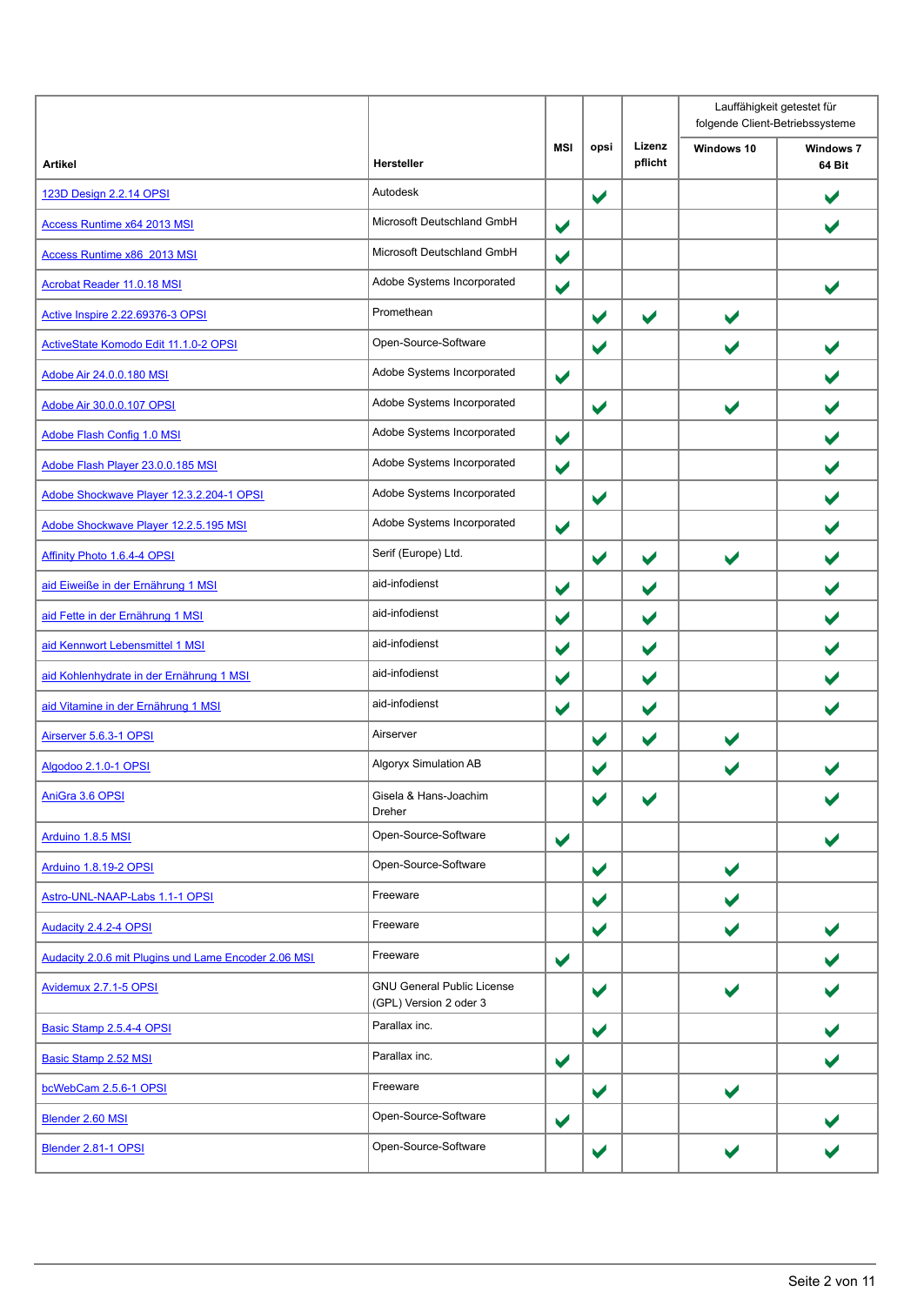| Artikel | Hersteller | MSI | opsi | Lizenz pflicht | Lauffähigkeit getestet für folgende Client-Betriebssysteme | |
|---|---|---|---|---|---|---|
| | | | | | Windows 10 | Windows 7 64 Bit |
| 123D Design 2.2.14 OPSI | Autodesk | | ✔ | | | ✔ |
| Access Runtime x64 2013 MSI | Microsoft Deutschland GmbH | ✔ | | | | ✔ |
| Access Runtime x86 2013 MSI | Microsoft Deutschland GmbH | ✔ | | | | |
| Acrobat Reader 11.0.18 MSI | Adobe Systems Incorporated | ✔ | | | | ✔ |
| Active Inspire 2.22.69376-3 OPSI | Promethean | | ✔ | ✔ | ✔ | |
| ActiveState Komodo Edit 11.1.0-2 OPSI | Open-Source-Software | | ✔ | | ✔ | ✔ |
| Adobe Air 24.0.0.180 MSI | Adobe Systems Incorporated | ✔ | | | | ✔ |
| Adobe Air 30.0.0.107 OPSI | Adobe Systems Incorporated | | ✔ | | ✔ | ✔ |
| Adobe Flash Config 1.0 MSI | Adobe Systems Incorporated | ✔ | | | | ✔ |
| Adobe Flash Player 23.0.0.185 MSI | Adobe Systems Incorporated | ✔ | | | | ✔ |
| Adobe Shockwave Player 12.3.2.204-1 OPSI | Adobe Systems Incorporated | | ✔ | | | ✔ |
| Adobe Shockwave Player 12.2.5.195 MSI | Adobe Systems Incorporated | ✔ | | | | ✔ |
| Affinity Photo 1.6.4-4 OPSI | Serif (Europe) Ltd. | | ✔ | ✔ | ✔ | ✔ |
| aid Eiweiße in der Ernährung 1 MSI | aid-infodienst | ✔ | | ✔ | | ✔ |
| aid Fette in der Ernährung 1 MSI | aid-infodienst | ✔ | | ✔ | | ✔ |
| aid Kennwort Lebensmittel 1 MSI | aid-infodienst | ✔ | | ✔ | | ✔ |
| aid Kohlenhydrate in der Ernährung 1 MSI | aid-infodienst | ✔ | | ✔ | | ✔ |
| aid Vitamine in der Ernährung 1 MSI | aid-infodienst | ✔ | | ✔ | | ✔ |
| Airserver 5.6.3-1 OPSI | Airserver | | ✔ | ✔ | ✔ | |
| Algodoo 2.1.0-1 OPSI | Algoryx Simulation AB | | ✔ | | ✔ | ✔ |
| AniGra 3.6 OPSI | Gisela & Hans-Joachim Dreher | | ✔ | ✔ | | ✔ |
| Arduino 1.8.5 MSI | Open-Source-Software | ✔ | | | | ✔ |
| Arduino 1.8.19-2 OPSI | Open-Source-Software | | ✔ | | ✔ | |
| Astro-UNL-NAAP-Labs 1.1-1 OPSI | Freeware | | ✔ | | ✔ | |
| Audacity 2.4.2-4 OPSI | Freeware | | ✔ | | ✔ | ✔ |
| Audacity 2.0.6 mit Plugins und Lame Encoder 2.06 MSI | Freeware | ✔ | | | | ✔ |
| Avidemux 2.7.1-5 OPSI | GNU General Public License (GPL) Version 2 oder 3 | | ✔ | | ✔ | ✔ |
| Basic Stamp 2.5.4-4 OPSI | Parallax inc. | | ✔ | | | ✔ |
| Basic Stamp 2.52 MSI | Parallax inc. | ✔ | | | | ✔ |
| bcWebCam 2.5.6-1 OPSI | Freeware | | ✔ | | ✔ | |
| Blender 2.60 MSI | Open-Source-Software | ✔ | | | | ✔ |
| Blender 2.81-1 OPSI | Open-Source-Software | | ✔ | | ✔ | ✔ |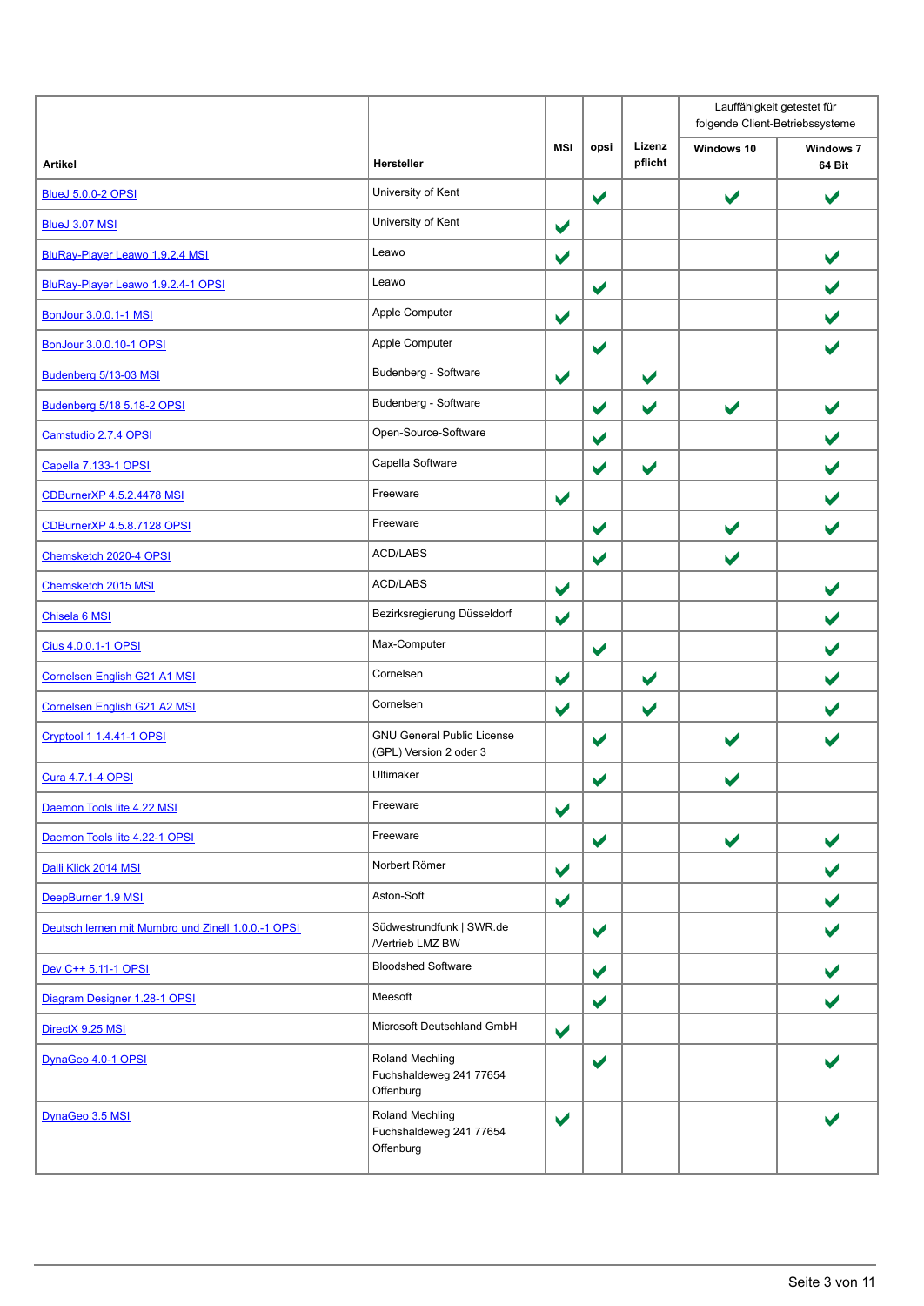| Artikel | Hersteller | MSI | opsi | Lizenz pflicht | Lauffähigkeit getestet für folgende Client-Betriebssysteme | |
|---|---|---|---|---|---|---|
| | | | | | Windows 10 | Windows 7 64 Bit |
| BlueJ 5.0.0-2 OPSI | University of Kent | | ✔ | | ✔ | ✔ |
| BlueJ 3.07 MSI | University of Kent | ✔ | | | | |
| BluRay-Player Leawo 1.9.2.4 MSI | Leawo | ✔ | | | | ✔ |
| BluRay-Player Leawo 1.9.2.4-1 OPSI | Leawo | | ✔ | | | ✔ |
| BonJour 3.0.0.1-1 MSI | Apple Computer | ✔ | | | | ✔ |
| BonJour 3.0.0.10-1 OPSI | Apple Computer | | ✔ | | | ✔ |
| Budenberg 5/13-03 MSI | Budenberg - Software | ✔ | | ✔ | | |
| Budenberg 5/18 5.18-2 OPSI | Budenberg - Software | | ✔ | ✔ | ✔ | ✔ |
| Camstudio 2.7.4 OPSI | Open-Source-Software | | ✔ | | | ✔ |
| Capella 7.133-1 OPSI | Capella Software | | ✔ | ✔ | | ✔ |
| CDBurnerXP 4.5.2.4478 MSI | Freeware | ✔ | | | | ✔ |
| CDBurnerXP 4.5.8.7128 OPSI | Freeware | | ✔ | | ✔ | ✔ |
| Chemsketch 2020-4 OPSI | ACD/LABS | | ✔ | | ✔ | |
| Chemsketch 2015 MSI | ACD/LABS | ✔ | | | | ✔ |
| Chisela 6 MSI | Bezirksregierung Düsseldorf | ✔ | | | | ✔ |
| Cius 4.0.0.1-1 OPSI | Max-Computer | | ✔ | | | ✔ |
| Cornelsen English G21 A1 MSI | Cornelsen | ✔ | | ✔ | | ✔ |
| Cornelsen English G21 A2 MSI | Cornelsen | ✔ | | ✔ | | ✔ |
| Cryptool 1 1.4.41-1 OPSI | GNU General Public License (GPL) Version 2 oder 3 | | ✔ | | ✔ | ✔ |
| Cura 4.7.1-4 OPSI | Ultimaker | | ✔ | | ✔ | |
| Daemon Tools lite 4.22 MSI | Freeware | ✔ | | | | |
| Daemon Tools lite 4.22-1 OPSI | Freeware | | ✔ | | ✔ | ✔ |
| Dalli Klick 2014 MSI | Norbert Römer | ✔ | | | | ✔ |
| DeepBurner 1.9 MSI | Aston-Soft | ✔ | | | | ✔ |
| Deutsch lernen mit Mumbro und Zinell 1.0.0.-1 OPSI | Südwestrundfunk \| SWR.de /Vertrieb LMZ BW | | ✔ | | | ✔ |
| Dev C++ 5.11-1 OPSI | Bloodshed Software | | ✔ | | | ✔ |
| Diagram Designer 1.28-1 OPSI | Meesoft | | ✔ | | | ✔ |
| DirectX 9.25 MSI | Microsoft Deutschland GmbH | ✔ | | | | |
| DynaGeo 4.0-1 OPSI | Roland Mechling Fuchshaldeweg 241 77654 Offenburg | | ✔ | | | ✔ |
| DynaGeo 3.5 MSI | Roland Mechling Fuchshaldeweg 241 77654 Offenburg | ✔ | | | | ✔ |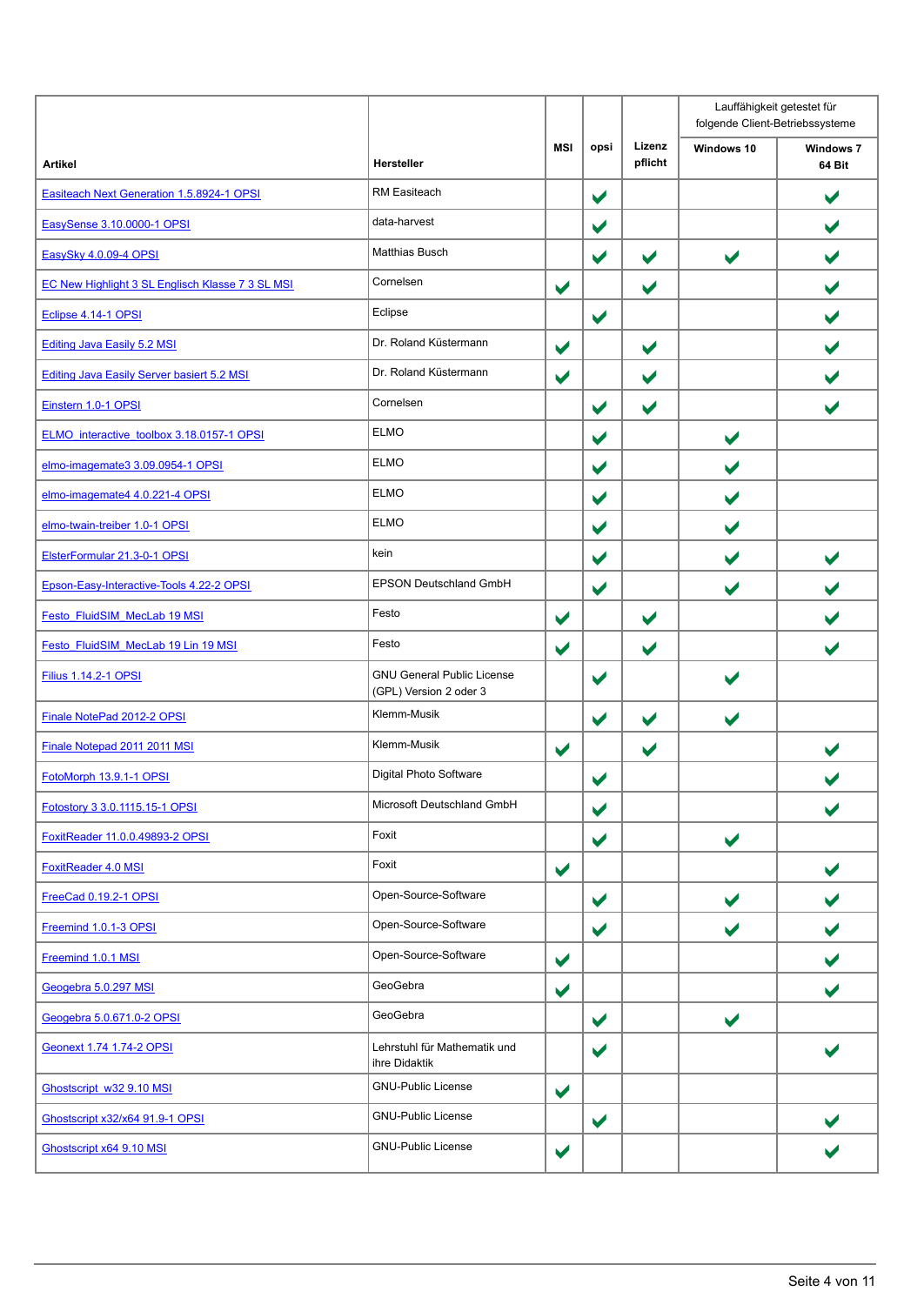| Artikel | Hersteller | MSI | opsi | Lizenz pflicht | Lauffähigkeit getestet für folgende Client-Betriebssysteme | |
|---|---|---|---|---|---|---|
| | | | | | Windows 10 | Windows 7 64 Bit |
| Easiteach Next Generation 1.5.8924-1 OPSI | RM Easiteach | | ✔ | | | ✔ |
| EasySense 3.10.0000-1 OPSI | data-harvest | | ✔ | | | ✔ |
| EasySky 4.0.09-4 OPSI | Matthias Busch | | ✔ | ✔ | ✔ | ✔ |
| EC New Highlight 3 SL Englisch Klasse 7 3 SL MSI | Cornelsen | ✔ | | ✔ | | ✔ |
| Eclipse 4.14-1 OPSI | Eclipse | | ✔ | | | ✔ |
| Editing Java Easily 5.2 MSI | Dr. Roland Küstermann | ✔ | | ✔ | | ✔ |
| Editing Java Easily Server basiert 5.2 MSI | Dr. Roland Küstermann | ✔ | | ✔ | | ✔ |
| Einstern 1.0-1 OPSI | Cornelsen | | ✔ | ✔ | | ✔ |
| ELMO_interactive_toolbox 3.18.0157-1 OPSI | ELMO | | ✔ | | ✔ | |
| elmo-imagemate3 3.09.0954-1 OPSI | ELMO | | ✔ | | ✔ | |
| elmo-imagemate4 4.0.221-4 OPSI | ELMO | | ✔ | | ✔ | |
| elmo-twain-treiber 1.0-1 OPSI | ELMO | | ✔ | | ✔ | |
| ElsterFormular 21.3-0-1 OPSI | kein | | ✔ | | ✔ | ✔ |
| Epson-Easy-Interactive-Tools 4.22-2 OPSI | EPSON Deutschland GmbH | | ✔ | | ✔ | ✔ |
| Festo_FluidSIM_MecLab 19 MSI | Festo | ✔ | | ✔ | | ✔ |
| Festo_FluidSIM_MecLab 19 Lin 19 MSI | Festo | ✔ | | ✔ | | ✔ |
| Filius 1.14.2-1 OPSI | GNU General Public License (GPL) Version 2 oder 3 | | ✔ | | ✔ | |
| Finale NotePad 2012-2 OPSI | Klemm-Musik | | ✔ | ✔ | ✔ | |
| Finale Notepad 2011 2011 MSI | Klemm-Musik | ✔ | | ✔ | | ✔ |
| FotoMorph 13.9.1-1 OPSI | Digital Photo Software | | ✔ | | | ✔ |
| Fotostory 3 3.0.1115.15-1 OPSI | Microsoft Deutschland GmbH | | ✔ | | | ✔ |
| FoxitReader 11.0.0.49893-2 OPSI | Foxit | | ✔ | | ✔ | |
| FoxitReader 4.0 MSI | Foxit | ✔ | | | | ✔ |
| FreeCad 0.19.2-1 OPSI | Open-Source-Software | | ✔ | | ✔ | ✔ |
| Freemind 1.0.1-3 OPSI | Open-Source-Software | | ✔ | | ✔ | ✔ |
| Freemind 1.0.1 MSI | Open-Source-Software | ✔ | | | | ✔ |
| Geogebra 5.0.297 MSI | GeoGebra | ✔ | | | | ✔ |
| Geogebra 5.0.671.0-2 OPSI | GeoGebra | | ✔ | | ✔ | |
| Geonext 1.74 1.74-2 OPSI | Lehrstuhl für Mathematik und ihre Didaktik | | ✔ | | | ✔ |
| Ghostscript_w32 9.10 MSI | GNU-Public License | ✔ | | | | |
| Ghostscript x32/x64 91.9-1 OPSI | GNU-Public License | | ✔ | | | ✔ |
| Ghostscript x64 9.10 MSI | GNU-Public License | ✔ | | | | ✔ |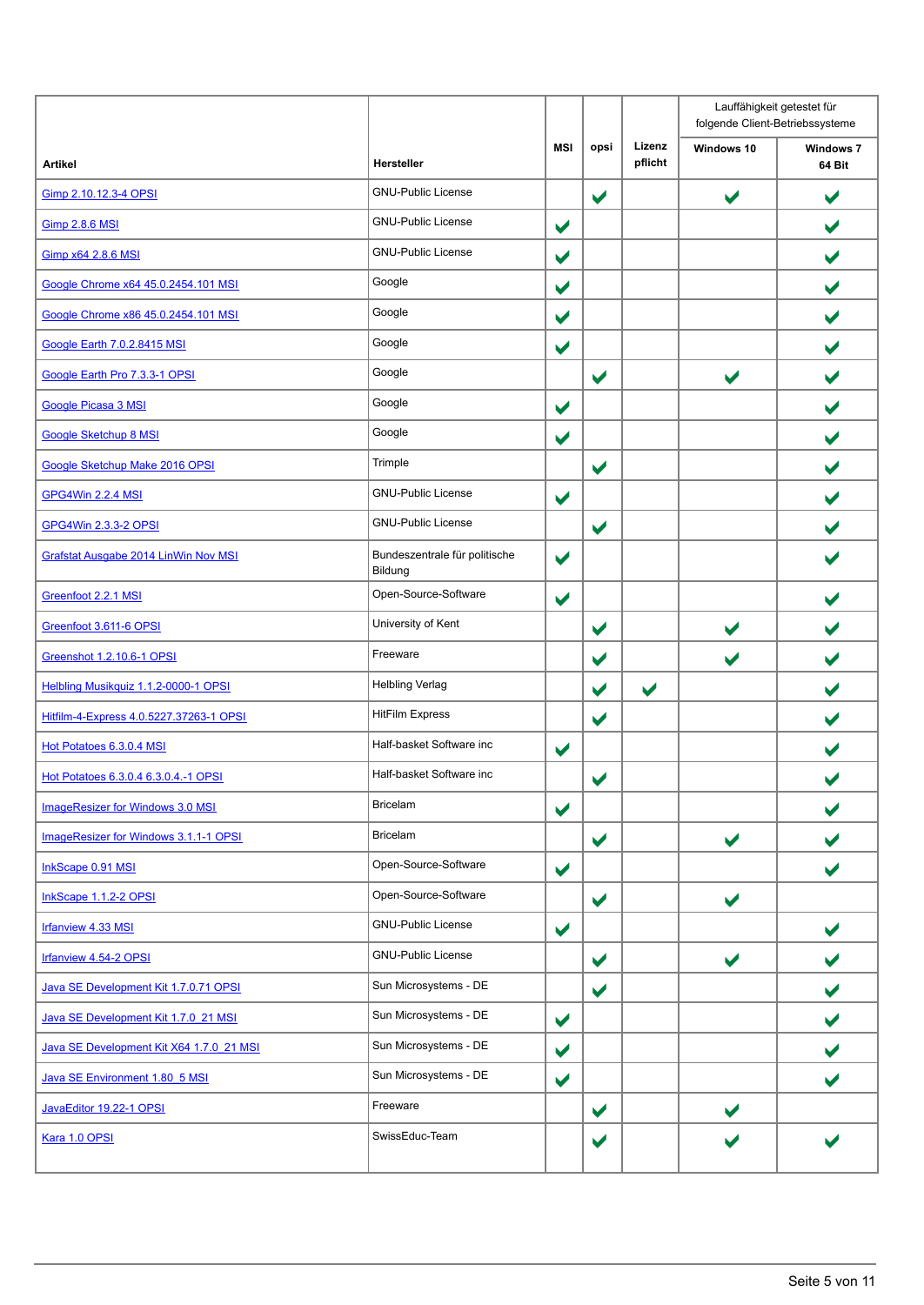| Artikel | Hersteller | MSI | opsi | Lizenz pflicht | Lauffähigkeit getestet für folgende Client-Betriebssysteme | |
|---|---|---|---|---|---|---|
| | | | | | Windows 10 | Windows 7 64 Bit |
| Gimp 2.10.12.3-4 OPSI | GNU-Public License | | ✔ | | ✔ | ✔ |
| Gimp 2.8.6 MSI | GNU-Public License | ✔ | | | | ✔ |
| Gimp x64 2.8.6 MSI | GNU-Public License | ✔ | | | | ✔ |
| Google Chrome x64 45.0.2454.101 MSI | Google | ✔ | | | | ✔ |
| Google Chrome x86 45.0.2454.101 MSI | Google | ✔ | | | | ✔ |
| Google Earth 7.0.2.8415 MSI | Google | ✔ | | | | ✔ |
| Google Earth Pro 7.3.3-1 OPSI | Google | | ✔ | | ✔ | ✔ |
| Google Picasa 3 MSI | Google | ✔ | | | | ✔ |
| Google Sketchup 8 MSI | Google | ✔ | | | | ✔ |
| Google Sketchup Make 2016 OPSI | Trimple | | ✔ | | | ✔ |
| GPG4Win 2.2.4 MSI | GNU-Public License | ✔ | | | | ✔ |
| GPG4Win 2.3.3-2 OPSI | GNU-Public License | | ✔ | | | ✔ |
| Grafstat Ausgabe 2014 LinWin Nov MSI | Bundeszentrale für politische Bildung | ✔ | | | | ✔ |
| Greenfoot 2.2.1 MSI | Open-Source-Software | ✔ | | | | ✔ |
| Greenfoot 3.611-6 OPSI | University of Kent | | ✔ | | ✔ | ✔ |
| Greenshot 1.2.10.6-1 OPSI | Freeware | | ✔ | | ✔ | ✔ |
| Helbling Musikquiz 1.1.2-0000-1 OPSI | Helbling Verlag | | ✔ | ✔ | | ✔ |
| Hitfilm-4-Express 4.0.5227.37263-1 OPSI | HitFilm Express | | ✔ | | | ✔ |
| Hot Potatoes 6.3.0.4 MSI | Half-basket Software inc | ✔ | | | | ✔ |
| Hot Potatoes 6.3.0.4 6.3.0.4.-1 OPSI | Half-basket Software inc | | ✔ | | | ✔ |
| ImageResizer for Windows 3.0 MSI | Bricelam | ✔ | | | | ✔ |
| ImageResizer for Windows 3.1.1-1 OPSI | Bricelam | | ✔ | | ✔ | ✔ |
| InkScape 0.91 MSI | Open-Source-Software | ✔ | | | | ✔ |
| InkScape 1.1.2-2 OPSI | Open-Source-Software | | ✔ | | ✔ | |
| Irfanview 4.33 MSI | GNU-Public License | ✔ | | | | ✔ |
| Irfanview 4.54-2 OPSI | GNU-Public License | | ✔ | | ✔ | ✔ |
| Java SE Development Kit 1.7.0.71 OPSI | Sun Microsystems - DE | | ✔ | | | ✔ |
| Java SE Development Kit 1.7.0_21 MSI | Sun Microsystems - DE | ✔ | | | | ✔ |
| Java SE Development Kit X64 1.7.0_21 MSI | Sun Microsystems - DE | ✔ | | | | ✔ |
| Java SE Environment 1.80_5 MSI | Sun Microsystems - DE | ✔ | | | | ✔ |
| JavaEditor 19.22-1 OPSI | Freeware | | ✔ | | ✔ | |
| Kara 1.0 OPSI | SwissEduc-Team | | ✔ | | ✔ | ✔ |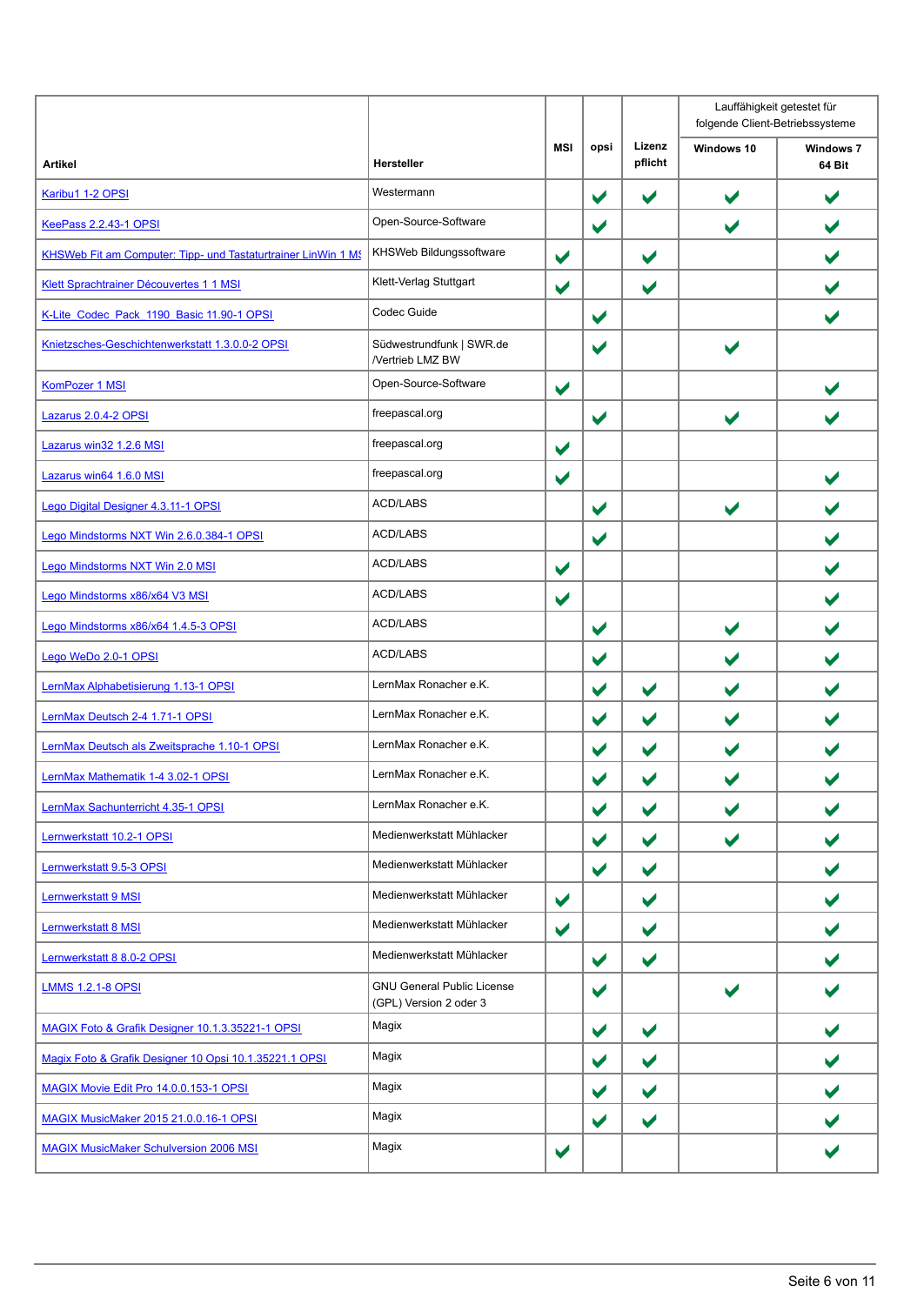| Artikel | Hersteller | MSI | opsi | Lizenz pflicht | Lauffähigkeit getestet für folgende Client-Betriebssysteme | |
|---|---|---|---|---|---|---|
| | | | | | Windows 10 | Windows 7 64 Bit |
| Karibu1 1-2 OPSI | Westermann | | ✔ | ✔ | ✔ | ✔ |
| KeePass 2.2.43-1 OPSI | Open-Source-Software | | ✔ | | ✔ | ✔ |
| KHSWeb Fit am Computer: Tipp- und Tastaturtrainer LinWin 1 MS | KHSWeb Bildungssoftware | ✔ | | ✔ | | ✔ |
| Klett Sprachtrainer Découvertes 1 1 MSI | Klett-Verlag Stuttgart | ✔ | | ✔ | | ✔ |
| K-Lite_Codec_Pack_1190_Basic 11.90-1 OPSI | Codec Guide | | ✔ | | | ✔ |
| Knietzsches-Geschichtenwerkstatt 1.3.0.0-2 OPSI | Südwestrundfunk \| SWR.de /Vertrieb LMZ BW | | ✔ | | ✔ | |
| KomPozer 1 MSI | Open-Source-Software | ✔ | | | | ✔ |
| Lazarus 2.0.4-2 OPSI | freepascal.org | | ✔ | | ✔ | ✔ |
| Lazarus win32 1.2.6 MSI | freepascal.org | ✔ | | | | |
| Lazarus win64 1.6.0 MSI | freepascal.org | ✔ | | | | ✔ |
| Lego Digital Designer 4.3.11-1 OPSI | ACD/LABS | | ✔ | | ✔ | ✔ |
| Lego Mindstorms NXT Win 2.6.0.384-1 OPSI | ACD/LABS | | ✔ | | | ✔ |
| Lego Mindstorms NXT Win 2.0 MSI | ACD/LABS | ✔ | | | | ✔ |
| Lego Mindstorms x86/x64 V3 MSI | ACD/LABS | ✔ | | | | ✔ |
| Lego Mindstorms x86/x64 1.4.5-3 OPSI | ACD/LABS | | ✔ | | ✔ | ✔ |
| Lego WeDo 2.0-1 OPSI | ACD/LABS | | ✔ | | ✔ | ✔ |
| LernMax Alphabetisierung 1.13-1 OPSI | LernMax Ronacher e.K. | | ✔ | ✔ | ✔ | ✔ |
| LernMax Deutsch 2-4 1.71-1 OPSI | LernMax Ronacher e.K. | | ✔ | ✔ | ✔ | ✔ |
| LernMax Deutsch als Zweitsprache 1.10-1 OPSI | LernMax Ronacher e.K. | | ✔ | ✔ | ✔ | ✔ |
| LernMax Mathematik 1-4 3.02-1 OPSI | LernMax Ronacher e.K. | | ✔ | ✔ | ✔ | ✔ |
| LernMax Sachunterricht 4.35-1 OPSI | LernMax Ronacher e.K. | | ✔ | ✔ | ✔ | ✔ |
| Lernwerkstatt 10.2-1 OPSI | Medienwerkstatt Mühlacker | | ✔ | ✔ | ✔ | ✔ |
| Lernwerkstatt 9.5-3 OPSI | Medienwerkstatt Mühlacker | | ✔ | ✔ | | ✔ |
| Lernwerkstatt 9 MSI | Medienwerkstatt Mühlacker | ✔ | | ✔ | | ✔ |
| Lernwerkstatt 8 MSI | Medienwerkstatt Mühlacker | ✔ | | ✔ | | ✔ |
| Lernwerkstatt 8 8.0-2 OPSI | Medienwerkstatt Mühlacker | | ✔ | ✔ | | ✔ |
| LMMS 1.2.1-8 OPSI | GNU General Public License (GPL) Version 2 oder 3 | | ✔ | | ✔ | ✔ |
| MAGIX Foto & Grafik Designer 10.1.3.35221-1 OPSI | Magix | | ✔ | ✔ | | ✔ |
| Magix Foto & Grafik Designer 10 Opsi 10.1.35221.1 OPSI | Magix | | ✔ | ✔ | | ✔ |
| MAGIX Movie Edit Pro 14.0.0.153-1 OPSI | Magix | | ✔ | ✔ | | ✔ |
| MAGIX MusicMaker 2015 21.0.0.16-1 OPSI | Magix | | ✔ | ✔ | | ✔ |
| MAGIX MusicMaker Schulversion 2006 MSI | Magix | ✔ | | | | ✔ |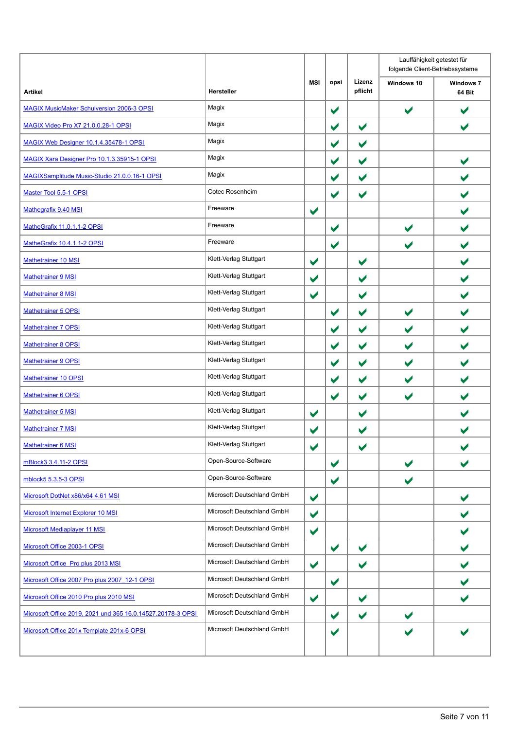| Artikel | Hersteller | MSI | opsi | Lizenz pflicht | Lauffähigkeit getestet für folgende Client-Betriebssysteme | |
|---|---|---|---|---|---|---|
| | | | | | Windows 10 | Windows 7 64 Bit |
| MAGIX MusicMaker Schulversion 2006-3 OPSI | Magix | | ✔ | | ✔ | ✔ |
| MAGIX Video Pro X7 21.0.0.28-1 OPSI | Magix | | ✔ | ✔ | | ✔ |
| MAGIX Web Designer 10.1.4.35478-1 OPSI | Magix | | ✔ | ✔ | | |
| MAGIX Xara Designer Pro 10.1.3.35915-1 OPSI | Magix | | ✔ | ✔ | | ✔ |
| MAGIXSamplitude Music-Studio 21.0.0.16-1 OPSI | Magix | | ✔ | ✔ | | ✔ |
| Master Tool 5.5-1 OPSI | Cotec Rosenheim | | ✔ | ✔ | | ✔ |
| Mathegrafix 9.40 MSI | Freeware | ✔ | | | | ✔ |
| MatheGrafix 11.0.1.1-2 OPSI | Freeware | | ✔ | | ✔ | ✔ |
| MatheGrafix 10.4.1.1-2 OPSI | Freeware | | ✔ | | ✔ | ✔ |
| Mathetrainer 10 MSI | Klett-Verlag Stuttgart | ✔ | | ✔ | | ✔ |
| Mathetrainer 9 MSI | Klett-Verlag Stuttgart | ✔ | | ✔ | | ✔ |
| Mathetrainer 8 MSI | Klett-Verlag Stuttgart | ✔ | | ✔ | | ✔ |
| Mathetrainer 5 OPSI | Klett-Verlag Stuttgart | | ✔ | ✔ | ✔ | ✔ |
| Mathetrainer 7 OPSI | Klett-Verlag Stuttgart | | ✔ | ✔ | ✔ | ✔ |
| Mathetrainer 8 OPSI | Klett-Verlag Stuttgart | | ✔ | ✔ | ✔ | ✔ |
| Mathetrainer 9 OPSI | Klett-Verlag Stuttgart | | ✔ | ✔ | ✔ | ✔ |
| Mathetrainer 10 OPSI | Klett-Verlag Stuttgart | | ✔ | ✔ | ✔ | ✔ |
| Mathetrainer 6 OPSI | Klett-Verlag Stuttgart | | ✔ | ✔ | ✔ | ✔ |
| Mathetrainer 5 MSI | Klett-Verlag Stuttgart | ✔ | | ✔ | | ✔ |
| Mathetrainer 7 MSI | Klett-Verlag Stuttgart | ✔ | | ✔ | | ✔ |
| Mathetrainer 6 MSI | Klett-Verlag Stuttgart | ✔ | | ✔ | | ✔ |
| mBlock3 3.4.11-2 OPSI | Open-Source-Software | | ✔ | | ✔ | ✔ |
| mblock5 5.3.5-3 OPSI | Open-Source-Software | | ✔ | | ✔ | |
| Microsoft DotNet x86/x64 4.61 MSI | Microsoft Deutschland GmbH | ✔ | | | | ✔ |
| Microsoft Internet Explorer 10 MSI | Microsoft Deutschland GmbH | ✔ | | | | ✔ |
| Microsoft Mediaplayer 11 MSI | Microsoft Deutschland GmbH | ✔ | | | | ✔ |
| Microsoft Office 2003-1 OPSI | Microsoft Deutschland GmbH | | ✔ | ✔ | | ✔ |
| Microsoft Office  Pro plus 2013 MSI | Microsoft Deutschland GmbH | ✔ | | ✔ | | ✔ |
| Microsoft Office 2007 Pro plus 2007 12-1 OPSI | Microsoft Deutschland GmbH | | ✔ | | | ✔ |
| Microsoft Office 2010 Pro plus 2010 MSI | Microsoft Deutschland GmbH | ✔ | | ✔ | | ✔ |
| Microsoft Office 2019, 2021 und 365 16.0.14527.20178-3 OPSI | Microsoft Deutschland GmbH | | ✔ | ✔ | ✔ | |
| Microsoft Office 201x Template 201x-6 OPSI | Microsoft Deutschland GmbH | | ✔ | | ✔ | ✔ |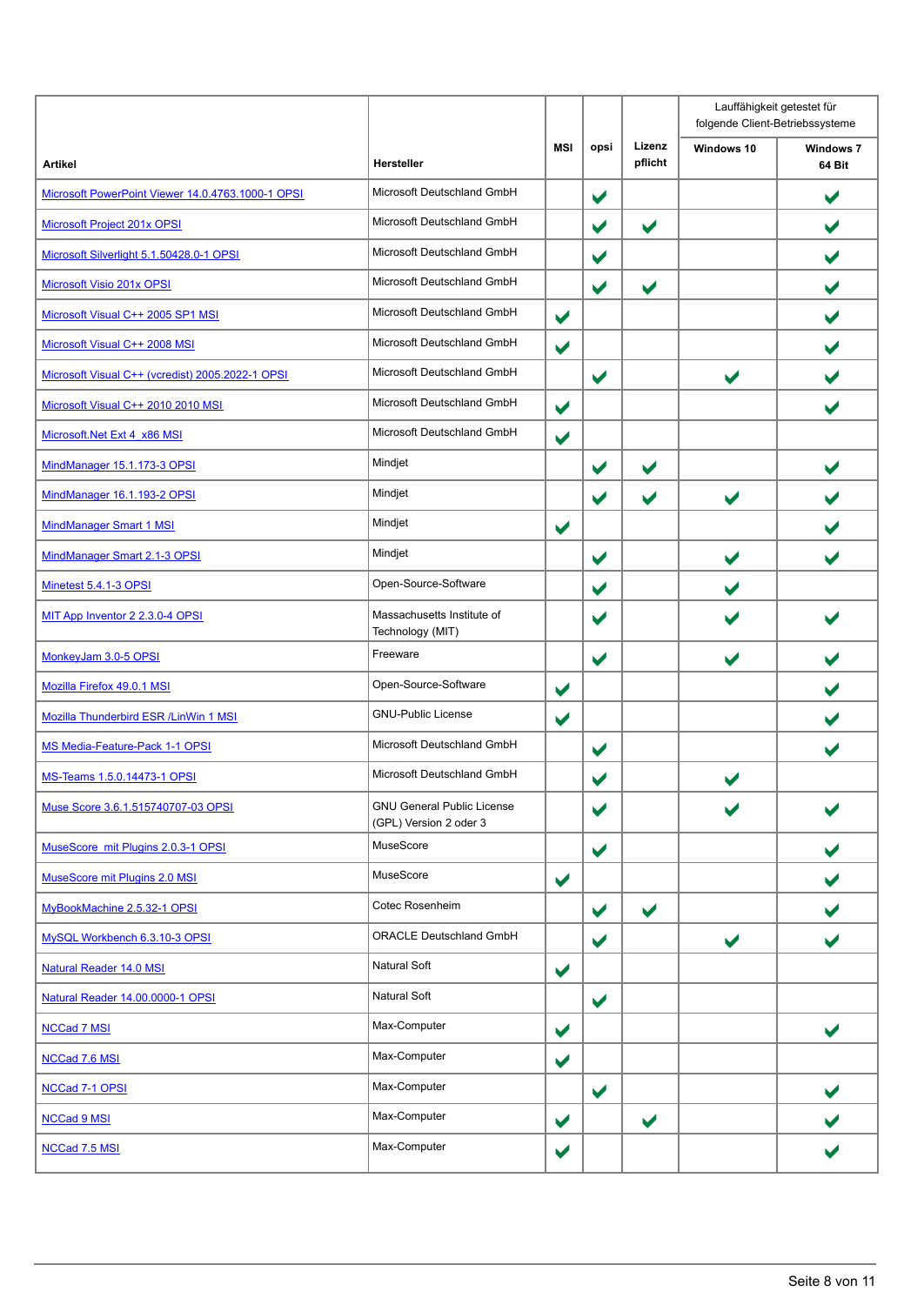| Artikel | Hersteller | MSI | opsi | Lizenz pflicht | Lauffähigkeit getestet für folgende Client-Betriebssysteme | |
|---|---|---|---|---|---|---|
| | | | | | Windows 10 | Windows 7 64 Bit |
| Microsoft PowerPoint Viewer 14.0.4763.1000-1 OPSI | Microsoft Deutschland GmbH | | ✔ | | | ✔ |
| Microsoft Project 201x OPSI | Microsoft Deutschland GmbH | | ✔ | ✔ | | ✔ |
| Microsoft Silverlight 5.1.50428.0-1 OPSI | Microsoft Deutschland GmbH | | ✔ | | | ✔ |
| Microsoft Visio 201x OPSI | Microsoft Deutschland GmbH | | ✔ | ✔ | | ✔ |
| Microsoft Visual C++ 2005 SP1 MSI | Microsoft Deutschland GmbH | ✔ | | | | ✔ |
| Microsoft Visual C++ 2008 MSI | Microsoft Deutschland GmbH | ✔ | | | | ✔ |
| Microsoft Visual C++ (vcredist) 2005.2022-1 OPSI | Microsoft Deutschland GmbH | | ✔ | | ✔ | ✔ |
| Microsoft Visual C++ 2010 2010 MSI | Microsoft Deutschland GmbH | ✔ | | | | ✔ |
| Microsoft.Net Ext 4 x86 MSI | Microsoft Deutschland GmbH | ✔ | | | | |
| MindManager 15.1.173-3 OPSI | Mindjet | | ✔ | ✔ | | ✔ |
| MindManager 16.1.193-2 OPSI | Mindjet | | ✔ | ✔ | ✔ | ✔ |
| MindManager Smart 1 MSI | Mindjet | ✔ | | | | ✔ |
| MindManager Smart 2.1-3 OPSI | Mindjet | | ✔ | | ✔ | ✔ |
| Minetest 5.4.1-3 OPSI | Open-Source-Software | | ✔ | | ✔ | |
| MIT App Inventor 2 2.3.0-4 OPSI | Massachusetts Institute of Technology (MIT) | | ✔ | | ✔ | ✔ |
| MonkeyJam 3.0-5 OPSI | Freeware | | ✔ | | ✔ | ✔ |
| Mozilla Firefox 49.0.1 MSI | Open-Source-Software | ✔ | | | | ✔ |
| Mozilla Thunderbird ESR /LinWin 1 MSI | GNU-Public License | ✔ | | | | ✔ |
| MS Media-Feature-Pack 1-1 OPSI | Microsoft Deutschland GmbH | | ✔ | | | ✔ |
| MS-Teams 1.5.0.14473-1 OPSI | Microsoft Deutschland GmbH | | ✔ | | ✔ | |
| Muse Score 3.6.1.515740707-03 OPSI | GNU General Public License (GPL) Version 2 oder 3 | | ✔ | | ✔ | ✔ |
| MuseScore mit Plugins 2.0.3-1 OPSI | MuseScore | | ✔ | | | ✔ |
| MuseScore mit Plugins 2.0 MSI | MuseScore | ✔ | | | | ✔ |
| MyBookMachine 2.5.32-1 OPSI | Cotec Rosenheim | | ✔ | ✔ | | ✔ |
| MySQL Workbench 6.3.10-3 OPSI | ORACLE Deutschland GmbH | | ✔ | | ✔ | ✔ |
| Natural Reader 14.0 MSI | Natural Soft | ✔ | | | | |
| Natural Reader 14.00.0000-1 OPSI | Natural Soft | | ✔ | | | |
| NCCad 7 MSI | Max-Computer | ✔ | | | | ✔ |
| NCCad 7.6 MSI | Max-Computer | ✔ | | | | |
| NCCad 7-1 OPSI | Max-Computer | | ✔ | | | ✔ |
| NCCad 9 MSI | Max-Computer | ✔ | | ✔ | | ✔ |
| NCCad 7.5 MSI | Max-Computer | ✔ | | | | ✔ |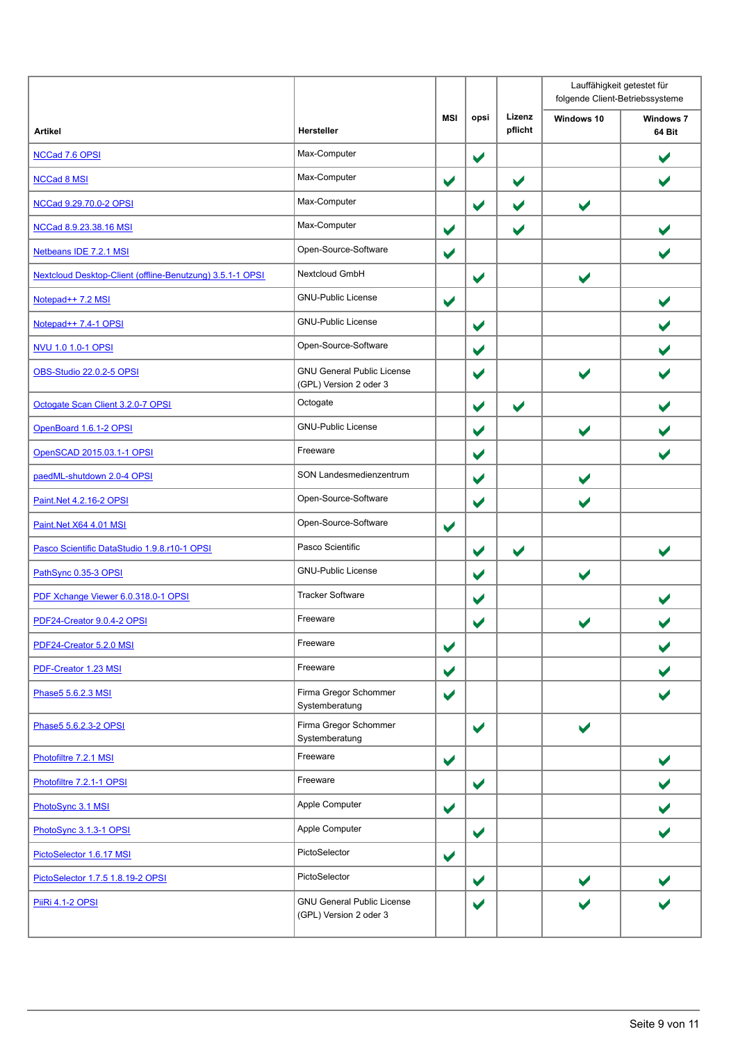| Artikel | Hersteller | MSI | opsi | Lizenz pflicht | Lauffähigkeit getestet für folgende Client-Betriebssysteme | |
|---|---|---|---|---|---|---|
| | | | | | Windows 10 | Windows 7 64 Bit |
| NCCad 7.6 OPSI | Max-Computer | | ✔ | | | ✔ |
| NCCad 8 MSI | Max-Computer | ✔ | | ✔ | | ✔ |
| NCCad 9.29.70.0-2 OPSI | Max-Computer | | ✔ | ✔ | ✔ | |
| NCCad 8.9.23.38.16 MSI | Max-Computer | ✔ | | ✔ | | ✔ |
| Netbeans IDE 7.2.1 MSI | Open-Source-Software | ✔ | | | | ✔ |
| Nextcloud Desktop-Client (offline-Benutzung) 3.5.1-1 OPSI | Nextcloud GmbH | | ✔ | | ✔ | |
| Notepad++ 7.2 MSI | GNU-Public License | ✔ | | | | ✔ |
| Notepad++ 7.4-1 OPSI | GNU-Public License | | ✔ | | | ✔ |
| NVU 1.0 1.0-1 OPSI | Open-Source-Software | | ✔ | | | ✔ |
| OBS-Studio 22.0.2-5 OPSI | GNU General Public License (GPL) Version 2 oder 3 | | ✔ | | ✔ | ✔ |
| Octogate Scan Client 3.2.0-7 OPSI | Octogate | | ✔ | ✔ | | ✔ |
| OpenBoard 1.6.1-2 OPSI | GNU-Public License | | ✔ | | ✔ | ✔ |
| OpenSCAD 2015.03.1-1 OPSI | Freeware | | ✔ | | | ✔ |
| paedML-shutdown 2.0-4 OPSI | SON Landesmedienzentrum | | ✔ | | ✔ | |
| Paint.Net 4.2.16-2 OPSI | Open-Source-Software | | ✔ | | ✔ | |
| Paint.Net X64 4.01 MSI | Open-Source-Software | ✔ | | | | |
| Pasco Scientific DataStudio 1.9.8.r10-1 OPSI | Pasco Scientific | | ✔ | ✔ | | ✔ |
| PathSync 0.35-3 OPSI | GNU-Public License | | ✔ | | ✔ | |
| PDF Xchange Viewer 6.0.318.0-1 OPSI | Tracker Software | | ✔ | | | ✔ |
| PDF24-Creator 9.0.4-2 OPSI | Freeware | | ✔ | | ✔ | ✔ |
| PDF24-Creator 5.2.0 MSI | Freeware | ✔ | | | | ✔ |
| PDF-Creator 1.23 MSI | Freeware | ✔ | | | | ✔ |
| Phase5 5.6.2.3 MSI | Firma Gregor Schommer Systemberatung | ✔ | | | | ✔ |
| Phase5 5.6.2.3-2 OPSI | Firma Gregor Schommer Systemberatung | | ✔ | | ✔ | |
| Photofiltre 7.2.1 MSI | Freeware | ✔ | | | | ✔ |
| Photofiltre 7.2.1-1 OPSI | Freeware | | ✔ | | | ✔ |
| PhotoSync 3.1 MSI | Apple Computer | ✔ | | | | ✔ |
| PhotoSync 3.1.3-1 OPSI | Apple Computer | | ✔ | | | ✔ |
| PictoSelector 1.6.17 MSI | PictoSelector | ✔ | | | | |
| PictoSelector 1.7.5 1.8.19-2 OPSI | PictoSelector | | ✔ | | ✔ | ✔ |
| PiiRi 4.1-2 OPSI | GNU General Public License (GPL) Version 2 oder 3 | | ✔ | | ✔ | ✔ |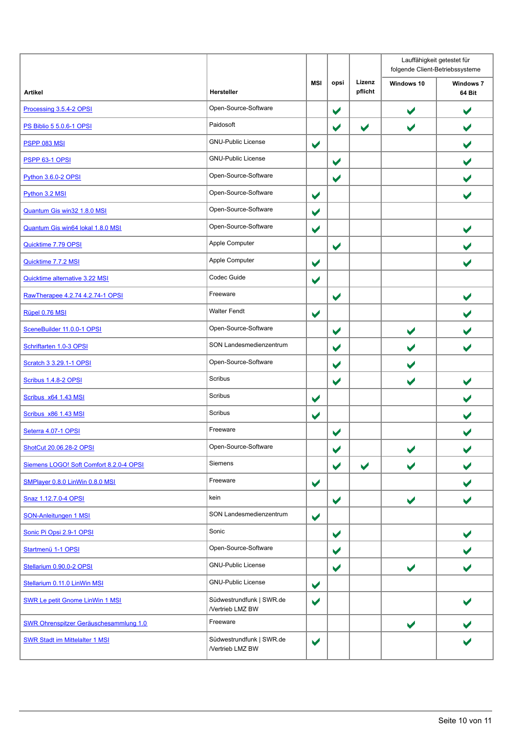| Artikel | Hersteller | MSI | opsi | Lizenz pflicht | Lauffähigkeit getestet für folgende Client-Betriebssysteme | |
|---|---|---|---|---|---|---|
| | | | | | Windows 10 | Windows 7 64 Bit |
| Processing 3.5.4-2 OPSI | Open-Source-Software | | ✔ | | ✔ | ✔ |
| PS Biblio 5 5.0.6-1 OPSI | Paidosoft | | ✔ | ✔ | ✔ | ✔ |
| PSPP 083 MSI | GNU-Public License | ✔ | | | | ✔ |
| PSPP 63-1 OPSI | GNU-Public License | | ✔ | | | ✔ |
| Python 3.6.0-2 OPSI | Open-Source-Software | | ✔ | | | ✔ |
| Python 3.2 MSI | Open-Source-Software | ✔ | | | | ✔ |
| Quantum Gis win32 1.8.0 MSI | Open-Source-Software | ✔ | | | | |
| Quantum Gis win64 lokal 1.8.0 MSI | Open-Source-Software | ✔ | | | | ✔ |
| Quicktime 7.79 OPSI | Apple Computer | | ✔ | | | ✔ |
| Quicktime 7.7.2 MSI | Apple Computer | ✔ | | | | ✔ |
| Quicktime alternative 3.22 MSI | Codec Guide | ✔ | | | | |
| RawTherapee 4.2.74 4.2.74-1 OPSI | Freeware | | ✔ | | | ✔ |
| Rüpel 0.76 MSI | Walter Fendt | ✔ | | | | ✔ |
| SceneBuilder 11.0.0-1 OPSI | Open-Source-Software | | ✔ | | ✔ | ✔ |
| Schriftarten 1.0-3 OPSI | SON Landesmedienzentrum | | ✔ | | ✔ | ✔ |
| Scratch 3 3.29.1-1 OPSI | Open-Source-Software | | ✔ | | ✔ | |
| Scribus 1.4.8-2 OPSI | Scribus | | ✔ | | ✔ | ✔ |
| Scribus_x64 1.43 MSI | Scribus | ✔ | | | | ✔ |
| Scribus_x86 1.43 MSI | Scribus | ✔ | | | | ✔ |
| Seterra 4.07-1 OPSI | Freeware | | ✔ | | | ✔ |
| ShotCut 20.06.28-2 OPSI | Open-Source-Software | | ✔ | | ✔ | ✔ |
| Siemens LOGO! Soft Comfort 8.2.0-4 OPSI | Siemens | | ✔ | ✔ | ✔ | ✔ |
| SMPlayer 0.8.0 LinWin 0.8.0 MSI | Freeware | ✔ | | | | ✔ |
| Snaz 1.12.7.0-4 OPSI | kein | | ✔ | | ✔ | ✔ |
| SON-Anleitungen 1 MSI | SON Landesmedienzentrum | ✔ | | | | |
| Sonic Pi Opsi 2.9-1 OPSI | Sonic | | ✔ | | | ✔ |
| Startmenü 1-1 OPSI | Open-Source-Software | | ✔ | | | ✔ |
| Stellarium 0.90.0-2 OPSI | GNU-Public License | | ✔ | | ✔ | ✔ |
| Stellarium 0.11.0 LinWin MSI | GNU-Public License | ✔ | | | | |
| SWR Le petit Gnome LinWin 1 MSI | Südwestrundfunk \| SWR.de /Vertrieb LMZ BW | ✔ | | | | ✔ |
| SWR Ohrenspitzer Geräuschesammlung 1.0 | Freeware | | | | ✔ | ✔ |
| SWR Stadt im Mittelalter 1 MSI | Südwestrundfunk \| SWR.de /Vertrieb LMZ BW | ✔ | | | | ✔ |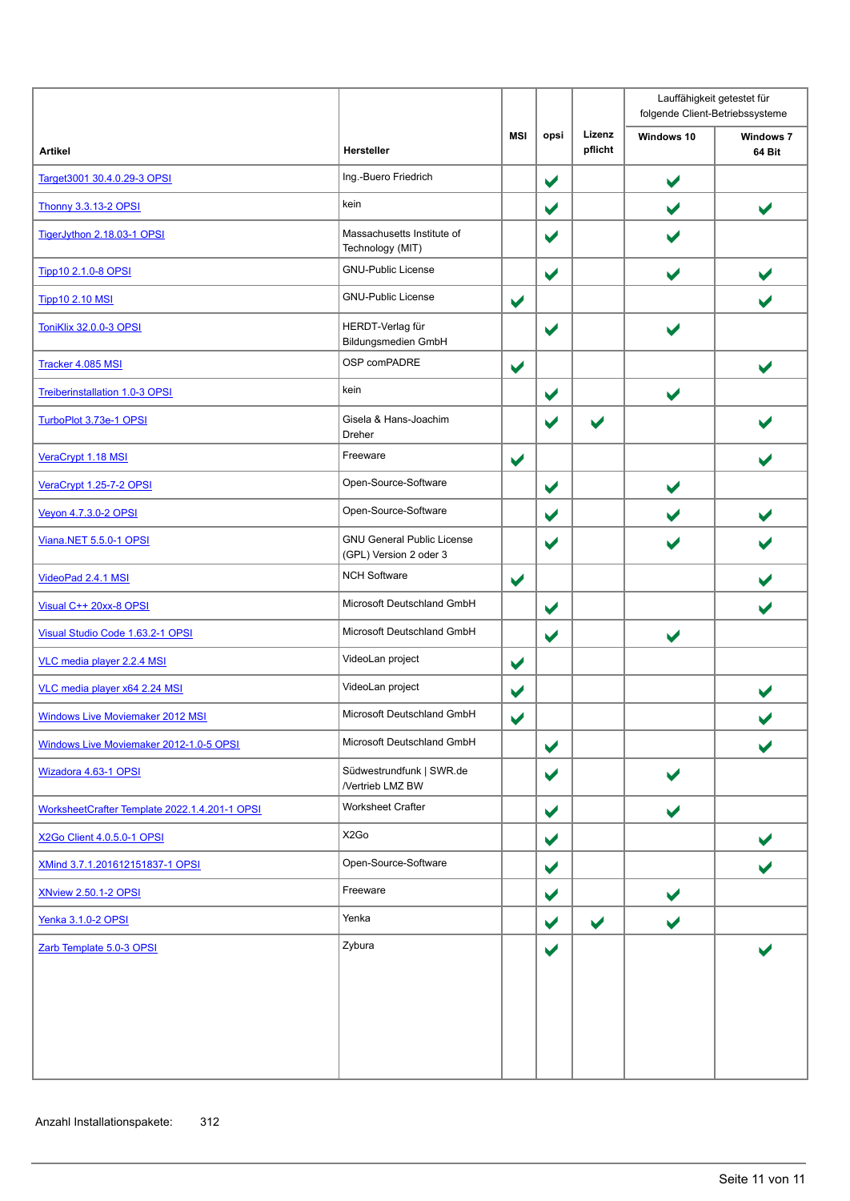| Artikel | Hersteller | MSI | opsi | Lizenz pflicht | Lauffähigkeit getestet für folgende Client-Betriebssysteme | |
|---|---|---|---|---|---|---|
| | | | | | Windows 10 | Windows 7 64 Bit |
| Target3001 30.4.0.29-3 OPSI | Ing.-Buero Friedrich | | ✔ | | ✔ | |
| Thonny 3.3.13-2 OPSI | kein | | ✔ | | ✔ | ✔ |
| TigerJython 2.18.03-1 OPSI | Massachusetts Institute of Technology (MIT) | | ✔ | | ✔ | |
| Tipp10 2.1.0-8 OPSI | GNU-Public License | | ✔ | | ✔ | ✔ |
| Tipp10 2.10 MSI | GNU-Public License | ✔ | | | | ✔ |
| ToniKlix 32.0.0-3 OPSI | HERDT-Verlag für Bildungsmedien GmbH | | ✔ | | ✔ | |
| Tracker 4.085 MSI | OSP comPADRE | ✔ | | | | ✔ |
| Treiberinstallation 1.0-3 OPSI | kein | | ✔ | | ✔ | |
| TurboPlot 3.73e-1 OPSI | Gisela & Hans-Joachim Dreher | | ✔ | ✔ | | ✔ |
| VeraCrypt 1.18 MSI | Freeware | ✔ | | | | ✔ |
| VeraCrypt 1.25-7-2 OPSI | Open-Source-Software | | ✔ | | ✔ | |
| Veyon 4.7.3.0-2 OPSI | Open-Source-Software | | ✔ | | ✔ | ✔ |
| Viana.NET 5.5.0-1 OPSI | GNU General Public License (GPL) Version 2 oder 3 | | ✔ | | ✔ | ✔ |
| VideoPad 2.4.1 MSI | NCH Software | ✔ | | | | ✔ |
| Visual C++ 20xx-8 OPSI | Microsoft Deutschland GmbH | | ✔ | | | ✔ |
| Visual Studio Code 1.63.2-1 OPSI | Microsoft Deutschland GmbH | | ✔ | | ✔ | |
| VLC media player 2.2.4 MSI | VideoLan project | ✔ | | | | |
| VLC media player x64 2.24 MSI | VideoLan project | ✔ | | | | ✔ |
| Windows Live Moviemaker 2012 MSI | Microsoft Deutschland GmbH | ✔ | | | | ✔ |
| Windows Live Moviemaker 2012-1.0-5 OPSI | Microsoft Deutschland GmbH | | ✔ | | | ✔ |
| Wizadora 4.63-1 OPSI | Südwestrundfunk \| SWR.de /Vertrieb LMZ BW | | ✔ | | ✔ | |
| WorksheetCrafter Template 2022.1.4.201-1 OPSI | Worksheet Crafter | | ✔ | | ✔ | |
| X2Go Client 4.0.5.0-1 OPSI | X2Go | | ✔ | | | ✔ |
| XMind 3.7.1.201612151837-1 OPSI | Open-Source-Software | | ✔ | | | ✔ |
| XNview 2.50.1-2 OPSI | Freeware | | ✔ | | ✔ | |
| Yenka 3.1.0-2 OPSI | Yenka | | ✔ | ✔ | ✔ | |
| Zarb Template 5.0-3 OPSI | Zybura | | ✔ | | | ✔ |

Anzahl Installationspakete: 312